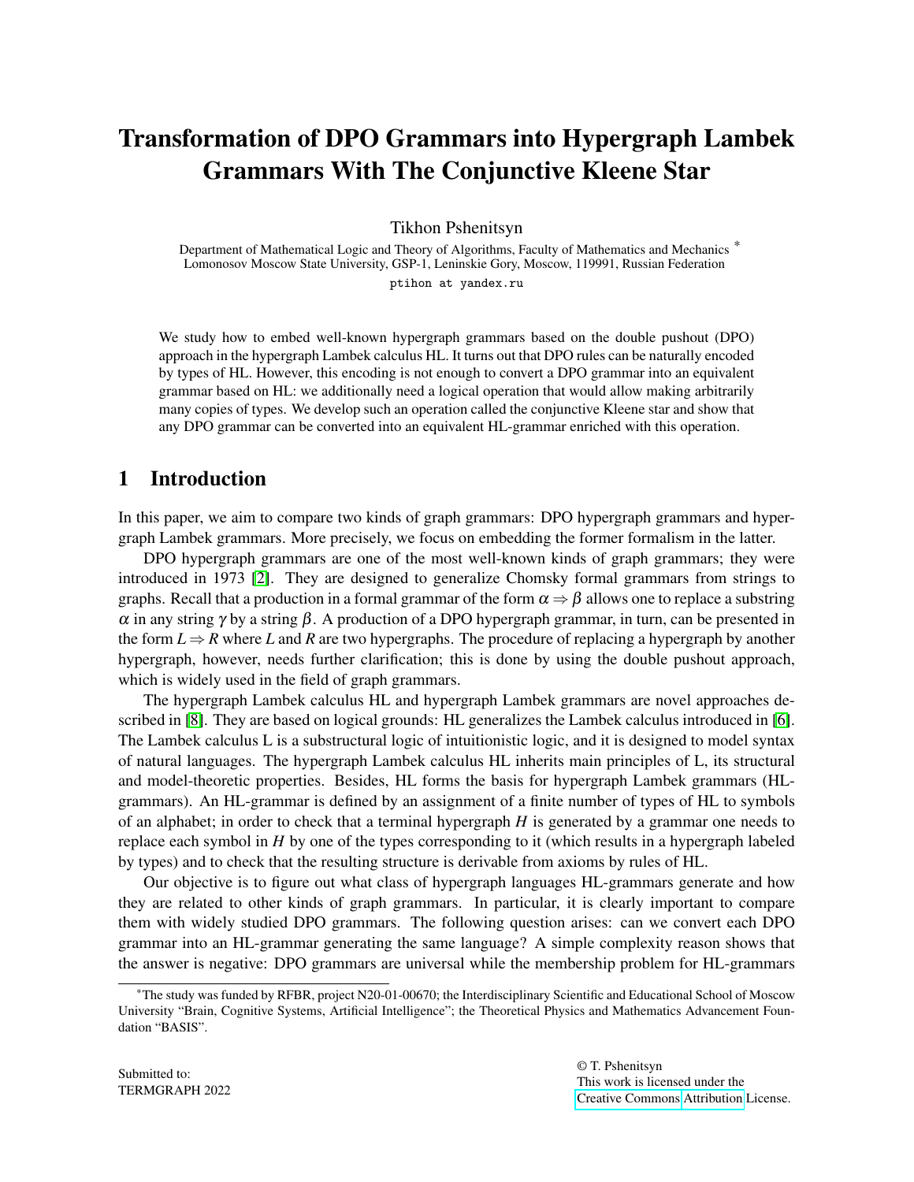# Transformation of DPO Grammars into Hypergraph Lambek Grammars With The Conjunctive Kleene Star

Tikhon Pshenitsyn

Department of Mathematical Logic and Theory of Algorithms, Faculty of Mathematics and Mechanics *
Lomonosov Moscow State University, GSP-1, Leninskie Gory, Moscow, 119991, Russian Federation

ptihon at yandex.ru

We study how to embed well-known hypergraph grammars based on the double pushout (DPO) approach in the hypergraph Lambek calculus HL. It turns out that DPO rules can be naturally encoded by types of HL. However, this encoding is not enough to convert a DPO grammar into an equivalent grammar based on HL: we additionally need a logical operation that would allow making arbitrarily many copies of types. We develop such an operation called the conjunctive Kleene star and show that any DPO grammar can be converted into an equivalent HL-grammar enriched with this operation.

## 1 Introduction

In this paper, we aim to compare two kinds of graph grammars: DPO hypergraph grammars and hypergraph Lambek grammars. More precisely, we focus on embedding the former formalism in the latter.

DPO hypergraph grammars are one of the most well-known kinds of graph grammars; they were introduced in 1973 [2]. They are designed to generalize Chomsky formal grammars from strings to graphs. Recall that a production in a formal grammar of the form $\alpha \Rightarrow \beta$ allows one to replace a substring $\alpha$ in any string $\gamma$ by a string $\beta$. A production of a DPO hypergraph grammar, in turn, can be presented in the form $L \Rightarrow R$ where $L$ and $R$ are two hypergraphs. The procedure of replacing a hypergraph by another hypergraph, however, needs further clarification; this is done by using the double pushout approach, which is widely used in the field of graph grammars.

The hypergraph Lambek calculus HL and hypergraph Lambek grammars are novel approaches described in [8]. They are based on logical grounds: HL generalizes the Lambek calculus introduced in [6]. The Lambek calculus L is a substructural logic of intuitionistic logic, and it is designed to model syntax of natural languages. The hypergraph Lambek calculus HL inherits main principles of L, its structural and model-theoretic properties. Besides, HL forms the basis for hypergraph Lambek grammars (HL-grammars). An HL-grammar is defined by an assignment of a finite number of types of HL to symbols of an alphabet; in order to check that a terminal hypergraph $H$ is generated by a grammar one needs to replace each symbol in $H$ by one of the types corresponding to it (which results in a hypergraph labeled by types) and to check that the resulting structure is derivable from axioms by rules of HL.

Our objective is to figure out what class of hypergraph languages HL-grammars generate and how they are related to other kinds of graph grammars. In particular, it is clearly important to compare them with widely studied DPO grammars. The following question arises: can we convert each DPO grammar into an HL-grammar generating the same language? A simple complexity reason shows that the answer is negative: DPO grammars are universal while the membership problem for HL-grammars

---

*The study was funded by RFBR, project N20-01-00670; the Interdisciplinary Scientific and Educational School of Moscow University "Brain, Cognitive Systems, Artificial Intelligence"; the Theoretical Physics and Mathematics Advancement Foundation "BASIS".

Submitted to:
TERMGRAPH 2022

© T. Pshenitsyn
This work is licensed under the
Creative Commons Attribution License.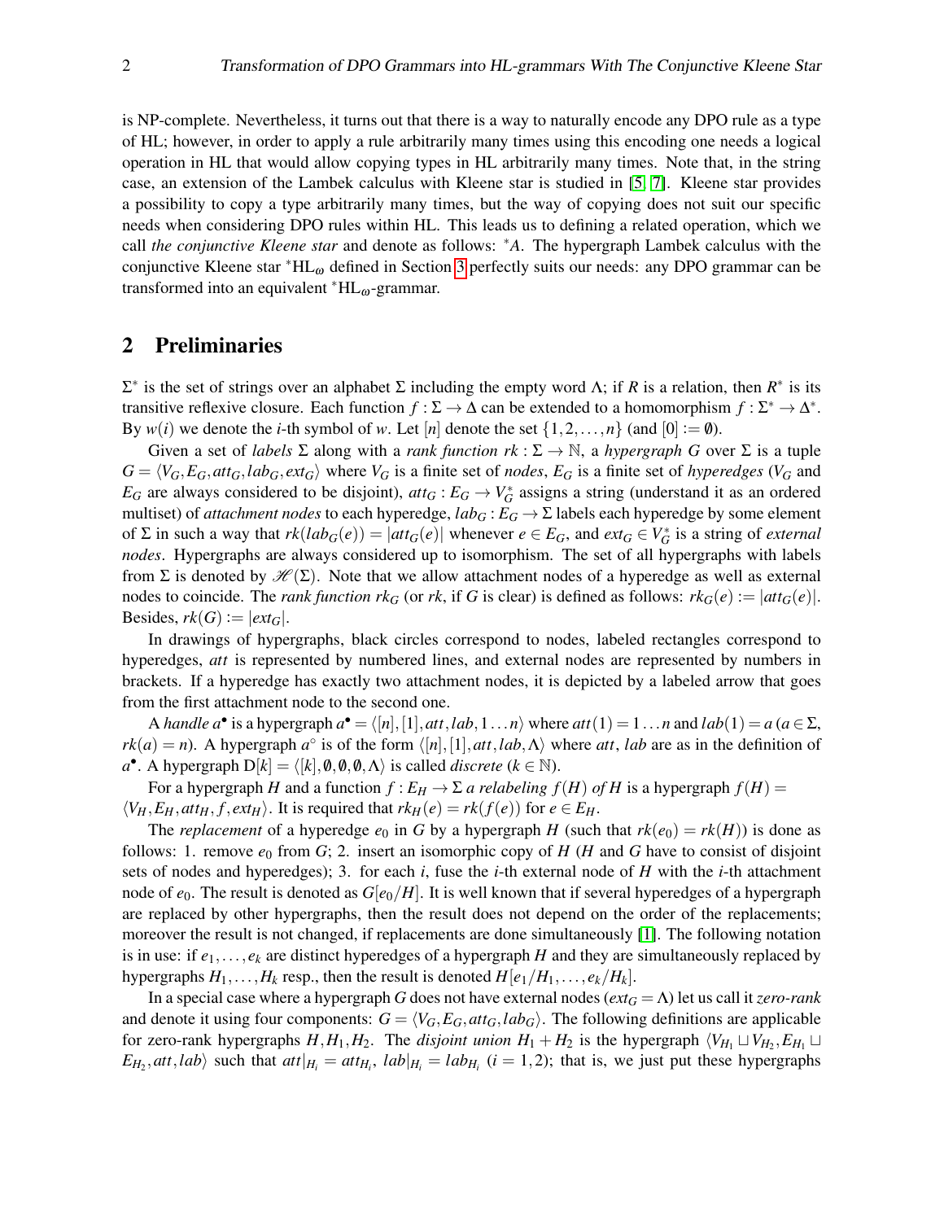is NP-complete. Nevertheless, it turns out that there is a way to naturally encode any DPO rule as a type of HL; however, in order to apply a rule arbitrarily many times using this encoding one needs a logical operation in HL that would allow copying types in HL arbitrarily many times. Note that, in the string case, an extension of the Lambek calculus with Kleene star is studied in [5, 7]. Kleene star provides a possibility to copy a type arbitrarily many times, but the way of copying does not suit our specific needs when considering DPO rules within HL. This leads us to defining a related operation, which we call *the conjunctive Kleene star* and denote as follows: ${}^*A$. The hypergraph Lambek calculus with the conjunctive Kleene star ${}^*\mathrm{HL}_\omega$ defined in Section 3 perfectly suits our needs: any DPO grammar can be transformed into an equivalent ${}^*\mathrm{HL}_\omega$-grammar.

## 2 Preliminaries

$\Sigma^*$ is the set of strings over an alphabet $\Sigma$ including the empty word $\Lambda$; if $R$ is a relation, then $R^*$ is its transitive reflexive closure. Each function $f : \Sigma \to \Delta$ can be extended to a homomorphism $f : \Sigma^* \to \Delta^*$. By $w(i)$ we denote the $i$-th symbol of $w$. Let $[n]$ denote the set $\{1, 2, \ldots, n\}$ (and $[0] := \emptyset$).

Given a set of *labels* $\Sigma$ along with a *rank function* $rk : \Sigma \to \mathbb{N}$, a *hypergraph* $G$ over $\Sigma$ is a tuple $G = \langle V_G, E_G, att_G, lab_G, ext_G \rangle$ where $V_G$ is a finite set of *nodes*, $E_G$ is a finite set of *hyperedges* ($V_G$ and $E_G$ are always considered to be disjoint), $att_G : E_G \to V_G^*$ assigns a string (understand it as an ordered multiset) of *attachment nodes* to each hyperedge, $lab_G : E_G \to \Sigma$ labels each hyperedge by some element of $\Sigma$ in such a way that $rk(lab_G(e)) = |att_G(e)|$ whenever $e \in E_G$, and $ext_G \in V_G^*$ is a string of *external nodes*. Hypergraphs are always considered up to isomorphism. The set of all hypergraphs with labels from $\Sigma$ is denoted by $\mathscr{H}(\Sigma)$. Note that we allow attachment nodes of a hyperedge as well as external nodes to coincide. The *rank function* $rk_G$ (or $rk$, if $G$ is clear) is defined as follows: $rk_G(e) := |att_G(e)|$. Besides, $rk(G) := |ext_G|$.

In drawings of hypergraphs, black circles correspond to nodes, labeled rectangles correspond to hyperedges, $att$ is represented by numbered lines, and external nodes are represented by numbers in brackets. If a hyperedge has exactly two attachment nodes, it is depicted by a labeled arrow that goes from the first attachment node to the second one.

A *handle* $a^\bullet$ is a hypergraph $a^\bullet = \langle [n], [1], att, lab, 1 \ldots n \rangle$ where $att(1) = 1 \ldots n$ and $lab(1) = a$ ($a \in \Sigma$, $rk(a) = n$). A hypergraph $a^\circ$ is of the form $\langle [n], [1], att, lab, \Lambda \rangle$ where $att$, $lab$ are as in the definition of $a^\bullet$. A hypergraph $\mathrm{D}[k] = \langle [k], \emptyset, \emptyset, \emptyset, \Lambda \rangle$ is called *discrete* ($k \in \mathbb{N}$).

For a hypergraph $H$ and a function $f : E_H \to \Sigma$ *a relabeling* $f(H)$ *of* $H$ is a hypergraph $f(H) = \langle V_H, E_H, att_H, f, ext_H \rangle$. It is required that $rk_H(e) = rk(f(e))$ for $e \in E_H$.

The *replacement* of a hyperedge $e_0$ in $G$ by a hypergraph $H$ (such that $rk(e_0) = rk(H)$) is done as follows: 1. remove $e_0$ from $G$; 2. insert an isomorphic copy of $H$ ($H$ and $G$ have to consist of disjoint sets of nodes and hyperedges); 3. for each $i$, fuse the $i$-th external node of $H$ with the $i$-th attachment node of $e_0$. The result is denoted as $G[e_0/H]$. It is well known that if several hyperedges of a hypergraph are replaced by other hypergraphs, then the result does not depend on the order of the replacements; moreover the result is not changed, if replacements are done simultaneously [1]. The following notation is in use: if $e_1, \ldots, e_k$ are distinct hyperedges of a hypergraph $H$ and they are simultaneously replaced by hypergraphs $H_1, \ldots, H_k$ resp., then the result is denoted $H[e_1/H_1, \ldots, e_k/H_k]$.

In a special case where a hypergraph $G$ does not have external nodes ($ext_G = \Lambda$) let us call it *zero-rank* and denote it using four components: $G = \langle V_G, E_G, att_G, lab_G \rangle$. The following definitions are applicable for zero-rank hypergraphs $H, H_1, H_2$. The *disjoint union* $H_1 + H_2$ is the hypergraph $\langle V_{H_1} \sqcup V_{H_2}, E_{H_1} \sqcup E_{H_2}, att, lab \rangle$ such that $att|_{H_i} = att_{H_i}$, $lab|_{H_i} = lab_{H_i}$ ($i = 1, 2$); that is, we just put these hypergraphs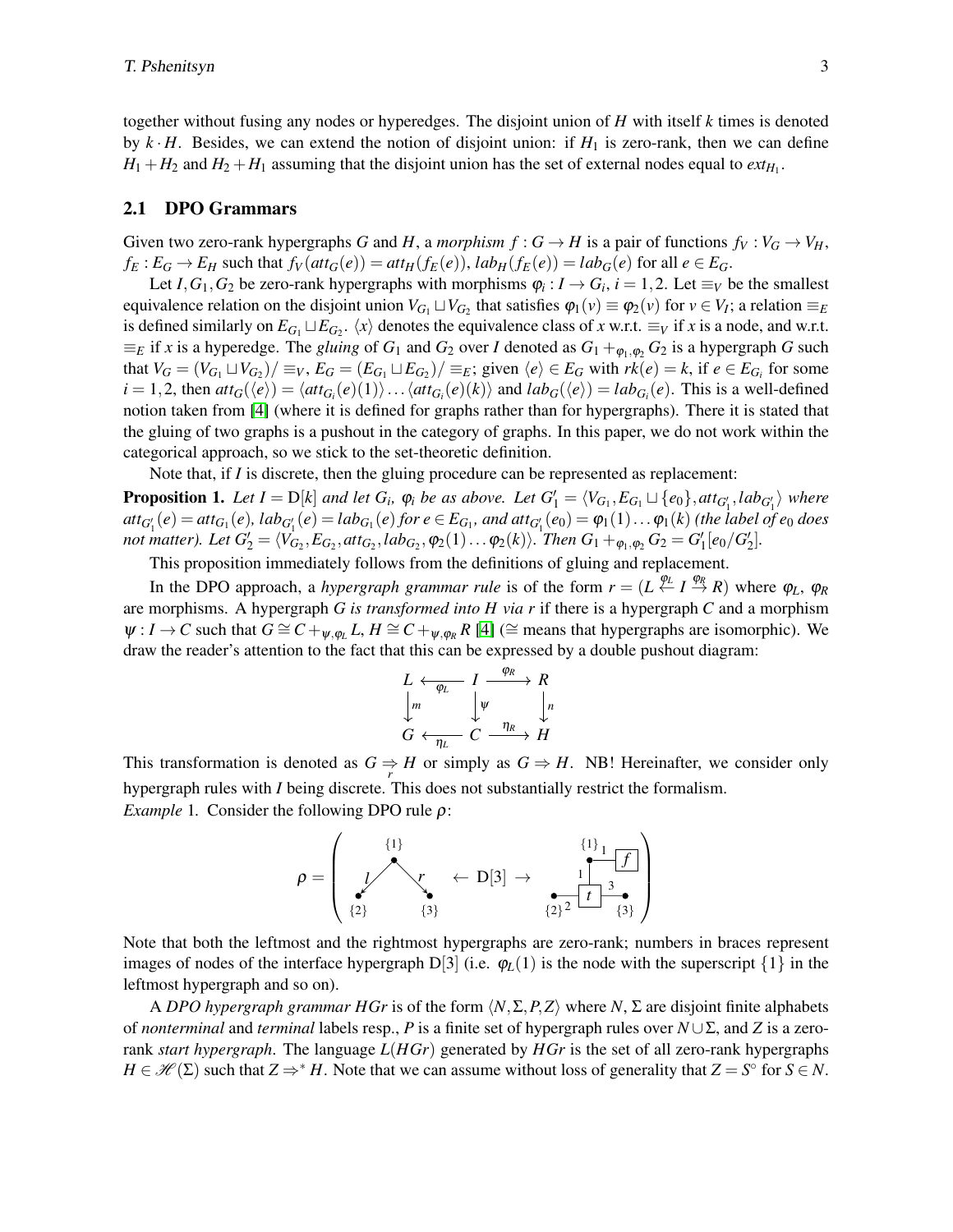together without fusing any nodes or hyperedges. The disjoint union of $H$ with itself $k$ times is denoted by $k \cdot H$. Besides, we can extend the notion of disjoint union: if $H_1$ is zero-rank, then we can define $H_1 + H_2$ and $H_2 + H_1$ assuming that the disjoint union has the set of external nodes equal to $ext_{H_1}$.

## 2.1 DPO Grammars

Given two zero-rank hypergraphs $G$ and $H$, a *morphism* $f : G \to H$ is a pair of functions $f_V : V_G \to V_H$, $f_E : E_G \to E_H$ such that $f_V(att_G(e)) = att_H(f_E(e))$, $lab_H(f_E(e)) = lab_G(e)$ for all $e \in E_G$.

Let $I, G_1, G_2$ be zero-rank hypergraphs with morphisms $\varphi_i : I \to G_i$, $i = 1,2$. Let $\equiv_V$ be the smallest equivalence relation on the disjoint union $V_{G_1} \sqcup V_{G_2}$ that satisfies $\varphi_1(v) \equiv \varphi_2(v)$ for $v \in V_I$; a relation $\equiv_E$ is defined similarly on $E_{G_1} \sqcup E_{G_2}$. $\langle x \rangle$ denotes the equivalence class of $x$ w.r.t. $\equiv_V$ if $x$ is a node, and w.r.t. $\equiv_E$ if $x$ is a hyperedge. The *gluing* of $G_1$ and $G_2$ over $I$ denoted as $G_1 +_{\varphi_1,\varphi_2} G_2$ is a hypergraph $G$ such that $V_G = (V_{G_1} \sqcup V_{G_2})/\equiv_V$, $E_G = (E_{G_1} \sqcup E_{G_2})/\equiv_E$; given $\langle e \rangle \in E_G$ with $rk(e) = k$, if $e \in E_{G_i}$ for some $i = 1,2$, then $att_G(\langle e \rangle) = \langle att_{G_i}(e)(1) \rangle \ldots \langle att_{G_i}(e)(k) \rangle$ and $lab_G(\langle e \rangle) = lab_{G_i}(e)$. This is a well-defined notion taken from [4] (where it is defined for graphs rather than for hypergraphs). There it is stated that the gluing of two graphs is a pushout in the category of graphs. In this paper, we do not work within the categorical approach, so we stick to the set-theoretic definition.

Note that, if $I$ is discrete, then the gluing procedure can be represented as replacement:

**Proposition 1.** *Let $I = \mathrm{D}[k]$ and let $G_i$, $\varphi_i$ be as above. Let $G'_1 = \langle V_{G_1}, E_{G_1} \sqcup \{e_0\}, att_{G'_1}, lab_{G'_1} \rangle$ where $att_{G'_1}(e) = att_{G_1}(e)$, $lab_{G'_1}(e) = lab_{G_1}(e)$ for $e \in E_{G_1}$, and $att_{G'_1}(e_0) = \varphi_1(1) \ldots \varphi_1(k)$ (the label of $e_0$ does not matter). Let $G'_2 = \langle V_{G_2}, E_{G_2}, att_{G_2}, lab_{G_2}, \varphi_2(1) \ldots \varphi_2(k) \rangle$. Then $G_1 +_{\varphi_1,\varphi_2} G_2 = G'_1[e_0/G'_2]$.*

This proposition immediately follows from the definitions of gluing and replacement.

In the DPO approach, a *hypergraph grammar rule* is of the form $r = (L \overset{\varphi_L}{\leftarrow} I \overset{\varphi_R}{\rightarrow} R)$ where $\varphi_L$, $\varphi_R$ are morphisms. A hypergraph $G$ *is transformed into $H$ via $r$* if there is a hypergraph $C$ and a morphism $\psi : I \to C$ such that $G \cong C +_{\psi,\varphi_L} L$, $H \cong C +_{\psi,\varphi_R} R$ [4] ($\cong$ means that hypergraphs are isomorphic). We draw the reader's attention to the fact that this can be expressed by a double pushout diagram:

$$
\begin{array}{ccccc}
L & \xleftarrow{\varphi_L} & I & \xrightarrow{\varphi_R} & R \\
\downarrow m & & \downarrow \psi & & \downarrow n \\
G & \xleftarrow{\eta_L} & C & \xrightarrow{\eta_R} & H
\end{array}
$$

This transformation is denoted as $G \underset{r}{\Rightarrow} H$ or simply as $G \Rightarrow H$. NB! Hereinafter, we consider only hypergraph rules with $I$ being discrete. This does not substantially restrict the formalism.

*Example* 1. Consider the following DPO rule $\rho$:

$$
\rho = \left( L \leftarrow \mathrm{D}[3] \rightarrow R \right)
$$

(where $L$ consists of a node $\{1\}$ with an $l$-edge to node $\{2\}$ and an $r$-edge to node $\{3\}$, and $R$ consists of node $\{1\}$ attached to an $f$-edge and a $t$-edge with attachments $1$ to $\{1\}$, $2$ to $\{2\}$, $3$ to $\{3\}$)

Note that both the leftmost and the rightmost hypergraphs are zero-rank; numbers in braces represent images of nodes of the interface hypergraph D[3] (i.e. $\varphi_L(1)$ is the node with the superscript $\{1\}$ in the leftmost hypergraph and so on).

A *DPO hypergraph grammar* $HGr$ is of the form $\langle N, \Sigma, P, Z \rangle$ where $N$, $\Sigma$ are disjoint finite alphabets of *nonterminal* and *terminal* labels resp., $P$ is a finite set of hypergraph rules over $N \cup \Sigma$, and $Z$ is a zero-rank *start hypergraph*. The language $L(HGr)$ generated by $HGr$ is the set of all zero-rank hypergraphs $H \in \mathscr{H}(\Sigma)$ such that $Z \Rightarrow^* H$. Note that we can assume without loss of generality that $Z = S^\circ$ for $S \in N$.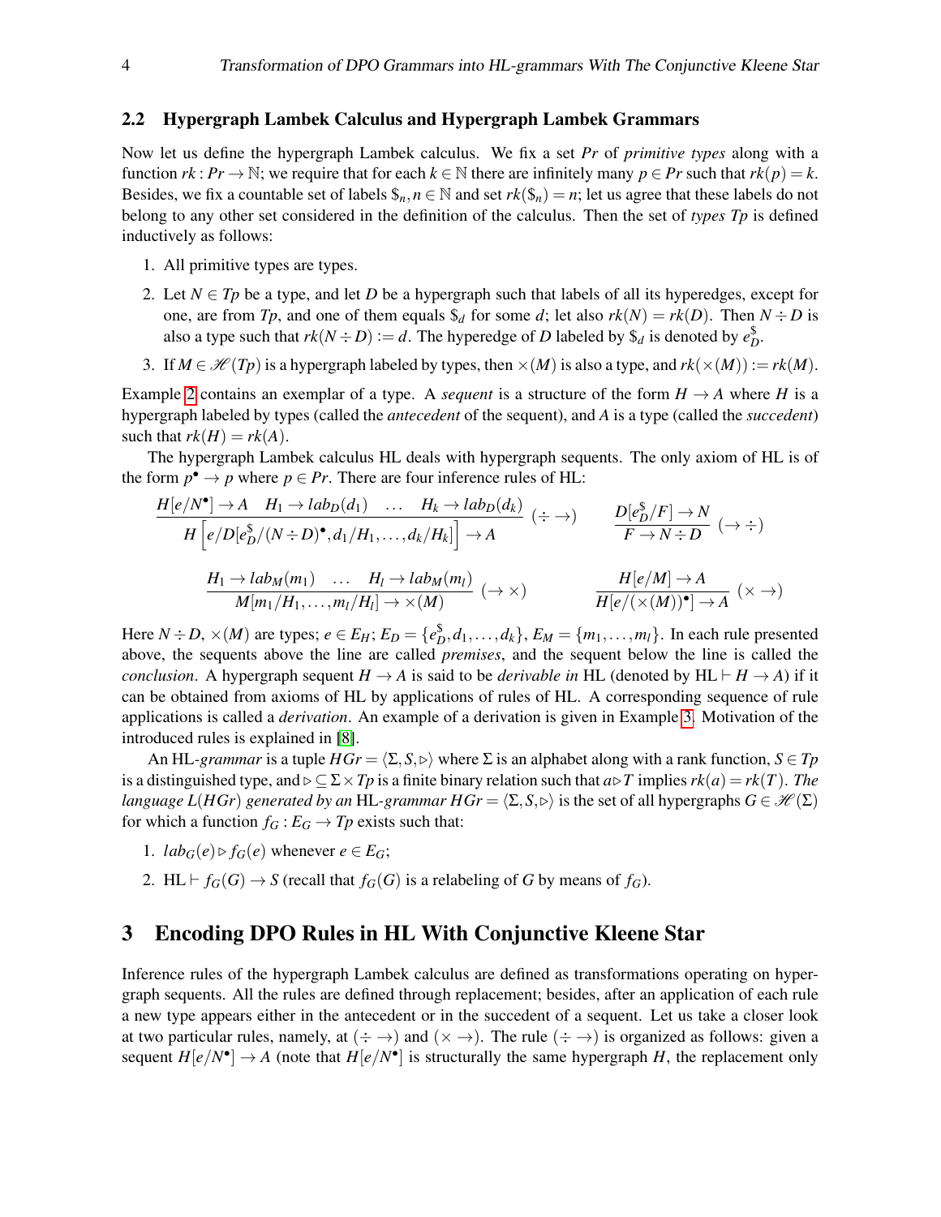### 2.2 Hypergraph Lambek Calculus and Hypergraph Lambek Grammars

Now let us define the hypergraph Lambek calculus. We fix a set *Pr* of *primitive types* along with a function $rk : Pr \to \mathbb{N}$; we require that for each $k \in \mathbb{N}$ there are infinitely many $p \in Pr$ such that $rk(p) = k$. Besides, we fix a countable set of labels $\$_n, n \in \mathbb{N}$ and set $rk(\$_n) = n$; let us agree that these labels do not belong to any other set considered in the definition of the calculus. Then the set of *types* $Tp$ is defined inductively as follows:

1. All primitive types are types.
2. Let $N \in Tp$ be a type, and let $D$ be a hypergraph such that labels of all its hyperedges, except for one, are from $Tp$, and one of them equals $\$_d$ for some $d$; let also $rk(N) = rk(D)$. Then $N \div D$ is also a type such that $rk(N \div D) := d$. The hyperedge of $D$ labeled by $\$_d$ is denoted by $e^\$_D$.
3. If $M \in \mathscr{H}(Tp)$ is a hypergraph labeled by types, then $\times(M)$ is also a type, and $rk(\times(M)) := rk(M)$.

Example 2 contains an exemplar of a type. A *sequent* is a structure of the form $H \to A$ where $H$ is a hypergraph labeled by types (called the *antecedent* of the sequent), and $A$ is a type (called the *succedent*) such that $rk(H) = rk(A)$.

The hypergraph Lambek calculus HL deals with hypergraph sequents. The only axiom of HL is of the form $p^\bullet \to p$ where $p \in Pr$. There are four inference rules of HL:

$$\frac{H[e/N^\bullet] \to A \quad H_1 \to lab_D(d_1) \quad \ldots \quad H_k \to lab_D(d_k)}{H\left[e/D[e^\$_D/(N \div D)^\bullet, d_1/H_1, \ldots, d_k/H_k]\right] \to A}\ (\div \to) \qquad \frac{D[e^\$_D/F] \to N}{F \to N \div D}\ (\to \div)$$

$$\frac{H_1 \to lab_M(m_1) \quad \ldots \quad H_l \to lab_M(m_l)}{M[m_1/H_1, \ldots, m_l/H_l] \to \times(M)}\ (\to \times) \qquad \frac{H[e/M] \to A}{H[e/(\times(M))^\bullet] \to A}\ (\times \to)$$

Here $N \div D$, $\times(M)$ are types; $e \in E_H$; $E_D = \{e^\$_D, d_1, \ldots, d_k\}$, $E_M = \{m_1, \ldots, m_l\}$. In each rule presented above, the sequents above the line are called *premises*, and the sequent below the line is called the *conclusion*. A hypergraph sequent $H \to A$ is said to be *derivable in* HL (denoted by $\mathrm{HL} \vdash H \to A$) if it can be obtained from axioms of HL by applications of rules of HL. A corresponding sequence of rule applications is called a *derivation*. An example of a derivation is given in Example 3. Motivation of the introduced rules is explained in [8].

An HL*-grammar* is a tuple $HGr = \langle \Sigma, S, \triangleright \rangle$ where $\Sigma$ is an alphabet along with a rank function, $S \in Tp$ is a distinguished type, and $\triangleright \subseteq \Sigma \times Tp$ is a finite binary relation such that $a \triangleright T$ implies $rk(a) = rk(T)$. *The language $L(HGr)$ generated by an* HL*-grammar* $HGr = \langle \Sigma, S, \triangleright \rangle$ is the set of all hypergraphs $G \in \mathscr{H}(\Sigma)$ for which a function $f_G : E_G \to Tp$ exists such that:

1. $lab_G(e) \triangleright f_G(e)$ whenever $e \in E_G$;
2. $\mathrm{HL} \vdash f_G(G) \to S$ (recall that $f_G(G)$ is a relabeling of $G$ by means of $f_G$).

## 3 Encoding DPO Rules in HL With Conjunctive Kleene Star

Inference rules of the hypergraph Lambek calculus are defined as transformations operating on hypergraph sequents. All the rules are defined through replacement; besides, after an application of each rule a new type appears either in the antecedent or in the succedent of a sequent. Let us take a closer look at two particular rules, namely, at $(\div \to)$ and $(\times \to)$. The rule $(\div \to)$ is organized as follows: given a sequent $H[e/N^\bullet] \to A$ (note that $H[e/N^\bullet]$ is structurally the same hypergraph $H$, the replacement only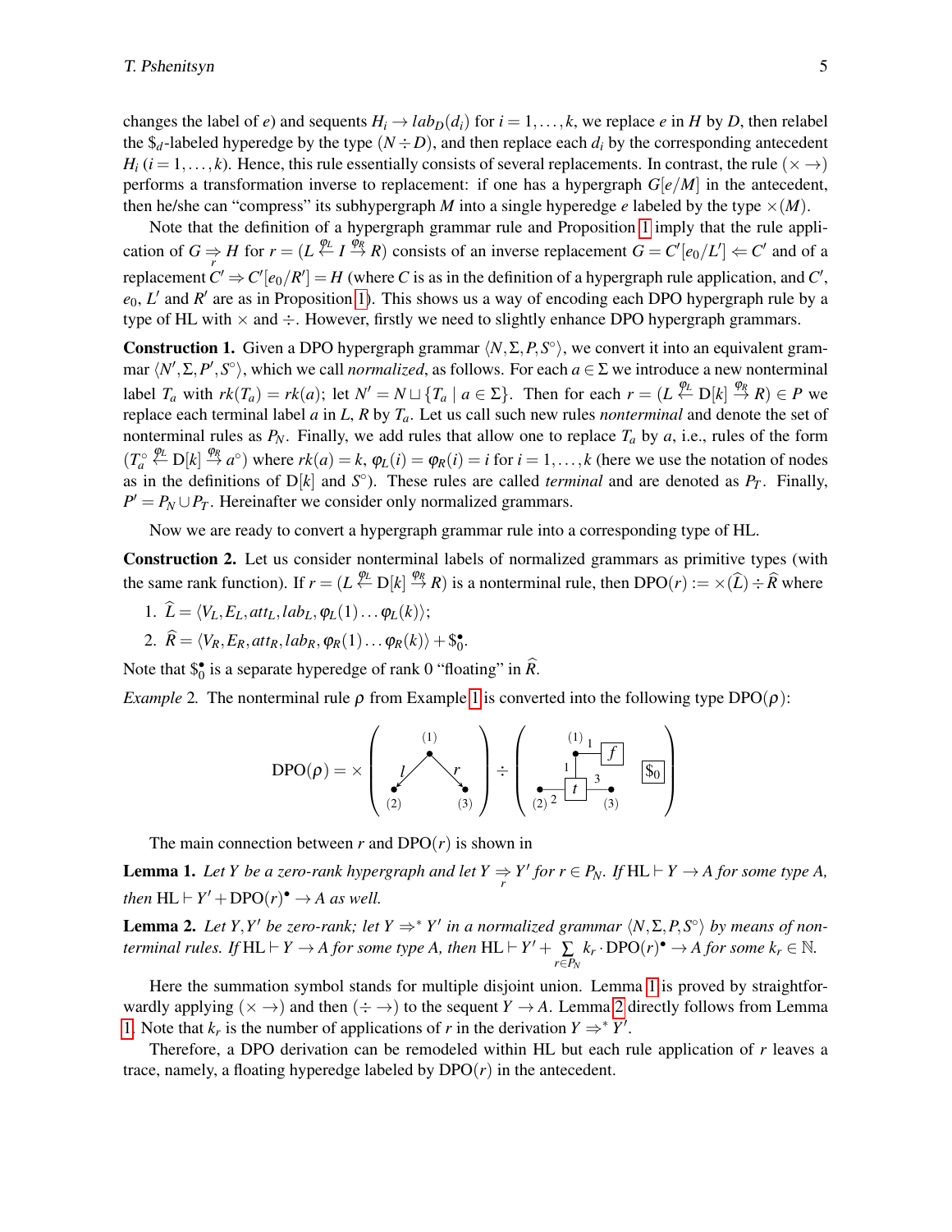changes the label of $e$) and sequents $H_i \to lab_D(d_i)$ for $i = 1, \ldots, k$, we replace $e$ in $H$ by $D$, then relabel the $\$_d$-labeled hyperedge by the type $(N \div D)$, and then replace each $d_i$ by the corresponding antecedent $H_i$ $(i = 1, \ldots, k)$. Hence, this rule essentially consists of several replacements. In contrast, the rule $(\times \to)$ performs a transformation inverse to replacement: if one has a hypergraph $G[e/M]$ in the antecedent, then he/she can "compress" its subhypergraph $M$ into a single hyperedge $e$ labeled by the type $\times(M)$.

Note that the definition of a hypergraph grammar rule and Proposition 1 imply that the rule application of $G \underset{r}{\Rightarrow} H$ for $r = (L \overset{\varphi_L}{\leftarrow} I \overset{\varphi_R}{\to} R)$ consists of an inverse replacement $G = C'[e_0/L'] \Leftarrow C'$ and of a replacement $C' \Rightarrow C'[e_0/R'] = H$ (where $C$ is as in the definition of a hypergraph rule application, and $C'$, $e_0$, $L'$ and $R'$ are as in Proposition 1). This shows us a way of encoding each DPO hypergraph rule by a type of HL with $\times$ and $\div$. However, firstly we need to slightly enhance DPO hypergraph grammars.

**Construction 1.** Given a DPO hypergraph grammar $\langle N, \Sigma, P, S^\circ \rangle$, we convert it into an equivalent grammar $\langle N', \Sigma, P', S^\circ \rangle$, which we call *normalized*, as follows. For each $a \in \Sigma$ we introduce a new nonterminal label $T_a$ with $rk(T_a) = rk(a)$; let $N' = N \sqcup \{T_a \mid a \in \Sigma\}$. Then for each $r = (L \overset{\varphi_L}{\leftarrow} \mathrm{D}[k] \overset{\varphi_R}{\to} R) \in P$ we replace each terminal label $a$ in $L$, $R$ by $T_a$. Let us call such new rules *nonterminal* and denote the set of nonterminal rules as $P_N$. Finally, we add rules that allow one to replace $T_a$ by $a$, i.e., rules of the form $(T_a^\circ \overset{\varphi_L}{\leftarrow} \mathrm{D}[k] \overset{\varphi_R}{\to} a^\circ)$ where $rk(a) = k$, $\varphi_L(i) = \varphi_R(i) = i$ for $i = 1, \ldots, k$ (here we use the notation of nodes as in the definitions of $\mathrm{D}[k]$ and $S^\circ$). These rules are called *terminal* and are denoted as $P_T$. Finally, $P' = P_N \cup P_T$. Hereinafter we consider only normalized grammars.

Now we are ready to convert a hypergraph grammar rule into a corresponding type of HL.

**Construction 2.** Let us consider nonterminal labels of normalized grammars as primitive types (with the same rank function). If $r = (L \overset{\varphi_L}{\leftarrow} \mathrm{D}[k] \overset{\varphi_R}{\to} R)$ is a nonterminal rule, then $\mathrm{DPO}(r) := \times(\widehat{L}) \div \widehat{R}$ where

1. $\widehat{L} = \langle V_L, E_L, att_L, lab_L, \varphi_L(1) \ldots \varphi_L(k) \rangle$;
2. $\widehat{R} = \langle V_R, E_R, att_R, lab_R, \varphi_R(1) \ldots \varphi_R(k) \rangle + \$_0^\bullet$.

Note that $\$_0^\bullet$ is a separate hyperedge of rank 0 "floating" in $\widehat{R}$.

*Example 2.* The nonterminal rule $\rho$ from Example 1 is converted into the following type $\mathrm{DPO}(\rho)$:

$$\mathrm{DPO}(\rho) = \times \left( \text{hypergraph with node (1) having edges } l \text{ to (2) and } r \text{ to (3)} \right) \div \left( \text{hypergraph with node (1) attached to } f \text{ and } t \text{ (tentacle 1)}, \text{ node (2) attached to } t \text{ (tentacle 2)}, \text{ node (3) attached to } t \text{ (tentacle 3)}, \text{ and a floating } \$_0 \right)$$

The main connection between $r$ and $\mathrm{DPO}(r)$ is shown in

**Lemma 1.** *Let $Y$ be a zero-rank hypergraph and let $Y \underset{r}{\Rightarrow} Y'$ for $r \in P_N$. If $\mathrm{HL} \vdash Y \to A$ for some type $A$, then $\mathrm{HL} \vdash Y' + \mathrm{DPO}(r)^\bullet \to A$ as well.*

**Lemma 2.** *Let $Y, Y'$ be zero-rank; let $Y \Rightarrow^* Y'$ in a normalized grammar $\langle N, \Sigma, P, S^\circ \rangle$ by means of nonterminal rules. If $\mathrm{HL} \vdash Y \to A$ for some type $A$, then $\mathrm{HL} \vdash Y' + \sum_{r \in P_N} k_r \cdot \mathrm{DPO}(r)^\bullet \to A$ for some $k_r \in \mathbb{N}$.*

Here the summation symbol stands for multiple disjoint union. Lemma 1 is proved by straightforwardly applying $(\times \to)$ and then $(\div \to)$ to the sequent $Y \to A$. Lemma 2 directly follows from Lemma 1. Note that $k_r$ is the number of applications of $r$ in the derivation $Y \Rightarrow^* Y'$.

Therefore, a DPO derivation can be remodeled within HL but each rule application of $r$ leaves a trace, namely, a floating hyperedge labeled by $\mathrm{DPO}(r)$ in the antecedent.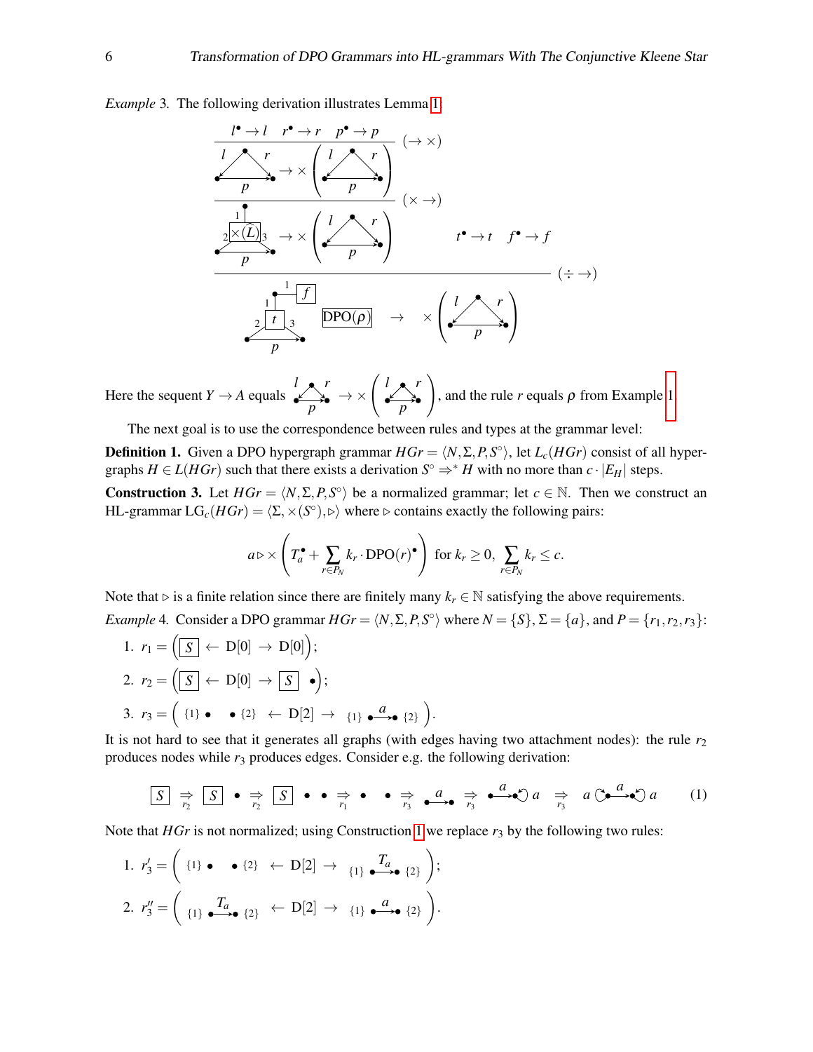*Example* 3. The following derivation illustrates Lemma 1:

$$\dfrac{\dfrac{\dfrac{l^\bullet \to l \quad r^\bullet \to r \quad p^\bullet \to p}{\text{(triangle with } l, r, p) \to \times(\text{triangle with } l, r, p)}\ (\to \times)}{\text{(hyperedge } \times(\widehat{L}) \text{ with } p) \to \times(\text{triangle with } l, r, p)}\ (\times \to) \qquad t^\bullet \to t \quad f^\bullet \to f}{\text{(hypergraph with } f, t, p)\ \boxed{\mathrm{DPO}(\rho)} \;\to\; \times(\text{triangle with } l, r, p)}\ (\div \to)$$

Here the sequent $Y \to A$ equals (triangle with $l, r, p$) $\to \times$ (triangle with $l, r, p$), and the rule $r$ equals $\rho$ from Example 1.

The next goal is to use the correspondence between rules and types at the grammar level:

**Definition 1.** Given a DPO hypergraph grammar $HGr = \langle N, \Sigma, P, S^\circ \rangle$, let $L_c(HGr)$ consist of all hypergraphs $H \in L(HGr)$ such that there exists a derivation $S^\circ \Rightarrow^* H$ with no more than $c \cdot |E_H|$ steps.

**Construction 3.** Let $HGr = \langle N, \Sigma, P, S^\circ \rangle$ be a normalized grammar; let $c \in \mathbb{N}$. Then we construct an HL-grammar $\mathrm{LG}_c(HGr) = \langle \Sigma, \times(S^\circ), \triangleright \rangle$ where $\triangleright$ contains exactly the following pairs:

$$a \triangleright \times \left( T_a^\bullet + \sum_{r \in P_N} k_r \cdot \mathrm{DPO}(r)^\bullet \right) \text{ for } k_r \geq 0,\ \sum_{r \in P_N} k_r \leq c.$$

Note that $\triangleright$ is a finite relation since there are finitely many $k_r \in \mathbb{N}$ satisfying the above requirements.

*Example* 4. Consider a DPO grammar $HGr = \langle N, \Sigma, P, S^\circ \rangle$ where $N = \{S\}$, $\Sigma = \{a\}$, and $P = \{r_1, r_2, r_3\}$:

1. $r_1 = \left( \boxed{S} \leftarrow \mathrm{D}[0] \to \mathrm{D}[0] \right)$;
2. $r_2 = \left( \boxed{S} \leftarrow \mathrm{D}[0] \to \boxed{S}\ \bullet \right)$;
3. $r_3 = \left( \{1\} \bullet \quad \bullet \{2\} \leftarrow \mathrm{D}[2] \to \{1\} \bullet \xrightarrow{a} \bullet \{2\} \right)$.

It is not hard to see that it generates all graphs (with edges having two attachment nodes): the rule $r_2$ produces nodes while $r_3$ produces edges. Consider e.g. the following derivation:

$$\boxed{S} \underset{r_2}{\Rightarrow} \boxed{S}\ \bullet \underset{r_2}{\Rightarrow} \boxed{S}\ \bullet\ \bullet \underset{r_1}{\Rightarrow} \bullet\ \ \bullet \underset{r_3}{\Rightarrow} \bullet \xrightarrow{a} \bullet \underset{r_3}{\Rightarrow} \bullet \xrightarrow{a} \bullet\!\circlearrowleft a \underset{r_3}{\Rightarrow} a \circlearrowright\!\bullet \xrightarrow{a} \bullet\!\circlearrowleft a \tag{1}$$

Note that $HGr$ is not normalized; using Construction 1 we replace $r_3$ by the following two rules:

1. $r_3' = \left( \{1\} \bullet \quad \bullet \{2\} \leftarrow \mathrm{D}[2] \to \{1\} \bullet \xrightarrow{T_a} \bullet \{2\} \right)$;
2. $r_3'' = \left( \{1\} \bullet \xrightarrow{T_a} \bullet \{2\} \leftarrow \mathrm{D}[2] \to \{1\} \bullet \xrightarrow{a} \bullet \{2\} \right)$.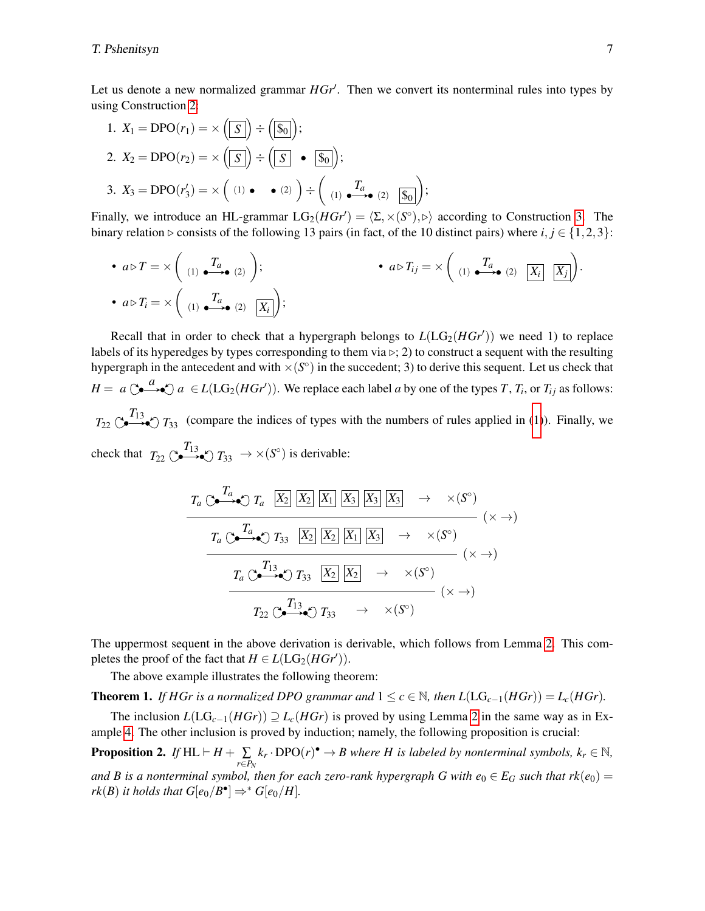Let us denote a new normalized grammar $HGr'$. Then we convert its nonterminal rules into types by using Construction 2:

1. $X_1 = \mathrm{DPO}(r_1) = \times\left(\boxed{S}\right) \div \left(\boxed{\$_0}\right)$;
2. $X_2 = \mathrm{DPO}(r_2) = \times\left(\boxed{S}\right) \div \left(\boxed{S} \;\; \bullet \;\; \boxed{\$_0}\right)$;
3. $X_3 = \mathrm{DPO}(r_3') = \times\left({}_{(1)}\bullet \quad \bullet_{(2)}\right) \div \left({}_{(1)}\bullet\xrightarrow{T_a}\bullet_{(2)} \;\; \boxed{\$_0}\right)$;

Finally, we introduce an HL-grammar $\mathrm{LG}_2(HGr') = \langle \Sigma, \times(S^\circ), \triangleright\rangle$ according to Construction 3. The binary relation $\triangleright$ consists of the following 13 pairs (in fact, of the 10 distinct pairs) where $i, j \in \{1,2,3\}$:

- $a \triangleright T = \times\left({}_{(1)}\bullet\xrightarrow{T_a}\bullet_{(2)}\right)$;
- $a \triangleright T_i = \times\left({}_{(1)}\bullet\xrightarrow{T_a}\bullet_{(2)} \;\; \boxed{X_i}\right)$;
- $a \triangleright T_{ij} = \times\left({}_{(1)}\bullet\xrightarrow{T_a}\bullet_{(2)} \;\; \boxed{X_i} \;\; \boxed{X_j}\right)$.

Recall that in order to check that a hypergraph belongs to $L(\mathrm{LG}_2(HGr'))$ we need 1) to replace labels of its hyperedges by types corresponding to them via $\triangleright$; 2) to construct a sequent with the resulting hypergraph in the antecedent and with $\times(S^\circ)$ in the succedent; 3) to derive this sequent. Let us check that $H = a \circlearrowright\bullet\xrightarrow{a}\bullet\circlearrowleft a \in L(\mathrm{LG}_2(HGr'))$. We replace each label $a$ by one of the types $T$, $T_i$, or $T_{ij}$ as follows: $T_{22} \circlearrowright\bullet\xrightarrow{T_{13}}\bullet\circlearrowleft T_{33}$ (compare the indices of types with the numbers of rules applied in (1)). Finally, we check that $T_{22} \circlearrowright\bullet\xrightarrow{T_{13}}\bullet\circlearrowleft T_{33} \to \times(S^\circ)$ is derivable:

$$
\dfrac{\dfrac{\dfrac{T_a \circlearrowright\bullet\xrightarrow{T_a}\bullet\circlearrowleft T_a \;\; \boxed{X_2}\;\boxed{X_2}\;\boxed{X_1}\;\boxed{X_3}\;\boxed{X_3}\;\boxed{X_3} \;\to\; \times(S^\circ)}{T_a \circlearrowright\bullet\xrightarrow{T_a}\bullet\circlearrowleft T_{33} \;\; \boxed{X_2}\;\boxed{X_2}\;\boxed{X_1}\;\boxed{X_3} \;\to\; \times(S^\circ)}\,(\times\to)}{T_a \circlearrowright\bullet\xrightarrow{T_{13}}\bullet\circlearrowleft T_{33} \;\; \boxed{X_2}\;\boxed{X_2} \;\to\; \times(S^\circ)}\,(\times\to)}{T_{22} \circlearrowright\bullet\xrightarrow{T_{13}}\bullet\circlearrowleft T_{33} \;\to\; \times(S^\circ)}\,(\times\to)
$$

The uppermost sequent in the above derivation is derivable, which follows from Lemma 2. This completes the proof of the fact that $H \in L(\mathrm{LG}_2(HGr'))$.

The above example illustrates the following theorem:

**Theorem 1.** *If $HGr$ is a normalized DPO grammar and $1 \le c \in \mathbb{N}$, then $L(\mathrm{LG}_{c-1}(HGr)) = L_c(HGr)$.*

The inclusion $L(\mathrm{LG}_{c-1}(HGr)) \supseteq L_c(HGr)$ is proved by using Lemma 2 in the same way as in Example 4. The other inclusion is proved by induction; namely, the following proposition is crucial:

**Proposition 2.** *If $\mathrm{HL} \vdash H + \sum_{r \in P_N} k_r \cdot \mathrm{DPO}(r)^\bullet \to B$ where $H$ is labeled by nonterminal symbols, $k_r \in \mathbb{N}$, and $B$ is a nonterminal symbol, then for each zero-rank hypergraph $G$ with $e_0 \in E_G$ such that $rk(e_0) = rk(B)$ it holds that $G[e_0/B^\bullet] \Rightarrow^* G[e_0/H]$.*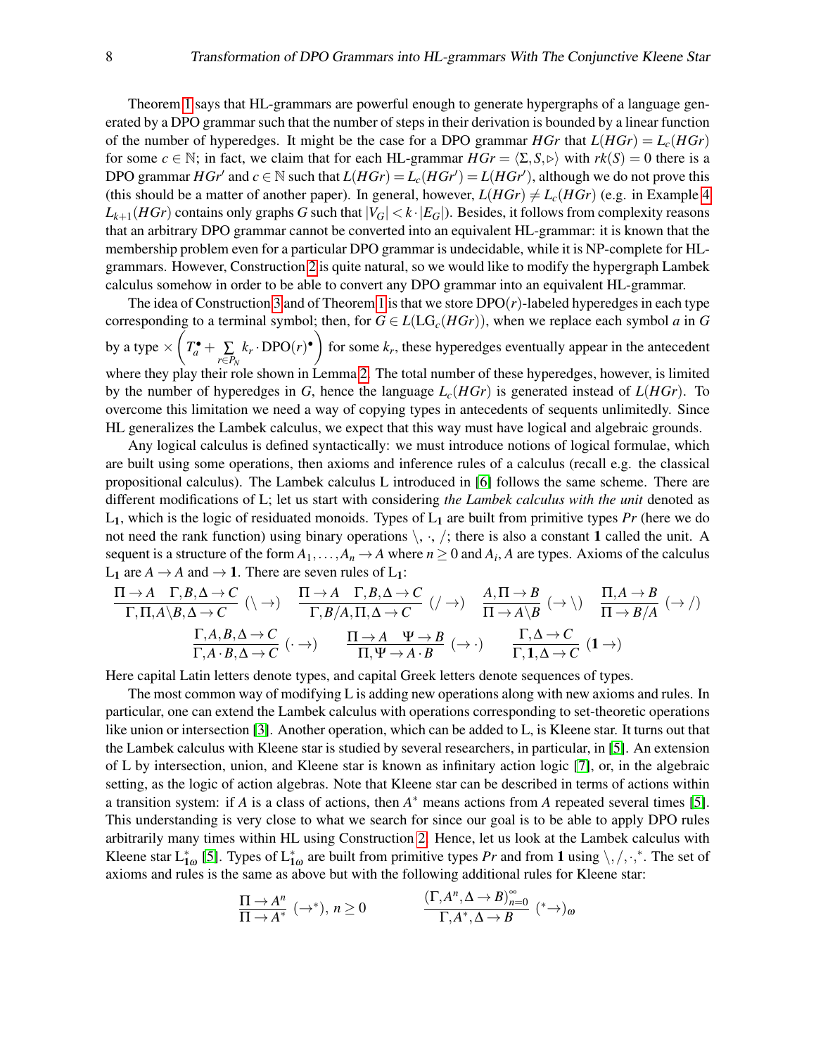Theorem 1 says that HL-grammars are powerful enough to generate hypergraphs of a language generated by a DPO grammar such that the number of steps in their derivation is bounded by a linear function of the number of hyperedges. It might be the case for a DPO grammar $HGr$ that $L(HGr) = L_c(HGr)$ for some $c \in \mathbb{N}$; in fact, we claim that for each HL-grammar $HGr = \langle \Sigma, S, \triangleright \rangle$ with $rk(S) = 0$ there is a DPO grammar $HGr'$ and $c \in \mathbb{N}$ such that $L(HGr) = L_c(HGr') = L(HGr')$, although we do not prove this (this should be a matter of another paper). In general, however, $L(HGr) \neq L_c(HGr)$ (e.g. in Example 4 $L_{k+1}(HGr)$ contains only graphs $G$ such that $|V_G| < k \cdot |E_G|$). Besides, it follows from complexity reasons that an arbitrary DPO grammar cannot be converted into an equivalent HL-grammar: it is known that the membership problem even for a particular DPO grammar is undecidable, while it is NP-complete for HL-grammars. However, Construction 2 is quite natural, so we would like to modify the hypergraph Lambek calculus somehow in order to be able to convert any DPO grammar into an equivalent HL-grammar.

The idea of Construction 3 and of Theorem 1 is that we store DPO$(r)$-labeled hyperedges in each type corresponding to a terminal symbol; then, for $G \in L(\mathrm{LG}_c(HGr))$, when we replace each symbol $a$ in $G$ by a type $\times\left(T_a^\bullet + \sum\limits_{r \in P_N} k_r \cdot \mathrm{DPO}(r)^\bullet\right)$ for some $k_r$, these hyperedges eventually appear in the antecedent where they play their role shown in Lemma 2. The total number of these hyperedges, however, is limited by the number of hyperedges in $G$, hence the language $L_c(HGr)$ is generated instead of $L(HGr)$. To overcome this limitation we need a way of copying types in antecedents of sequents unlimitedly. Since HL generalizes the Lambek calculus, we expect that this way must have logical and algebraic grounds.

Any logical calculus is defined syntactically: we must introduce notions of logical formulae, which are built using some operations, then axioms and inference rules of a calculus (recall e.g. the classical propositional calculus). The Lambek calculus L introduced in [6] follows the same scheme. There are different modifications of L; let us start with considering *the Lambek calculus with the unit* denoted as $\mathrm{L}_\mathbf{1}$, which is the logic of residuated monoids. Types of $\mathrm{L}_\mathbf{1}$ are built from primitive types $Pr$ (here we do not need the rank function) using binary operations $\backslash$, $\cdot$, $/$; there is also a constant $\mathbf{1}$ called the unit. A sequent is a structure of the form $A_1, \ldots, A_n \to A$ where $n \geq 0$ and $A_i, A$ are types. Axioms of the calculus $\mathrm{L}_\mathbf{1}$ are $A \to A$ and $\to \mathbf{1}$. There are seven rules of $\mathrm{L}_\mathbf{1}$:

$$\frac{\Pi \to A \quad \Gamma, B, \Delta \to C}{\Gamma, \Pi, A\backslash B, \Delta \to C}\ (\backslash\to) \qquad \frac{\Pi \to A \quad \Gamma, B, \Delta \to C}{\Gamma, B/A, \Pi, \Delta \to C}\ (/\to) \qquad \frac{A, \Pi \to B}{\Pi \to A\backslash B}\ (\to\backslash) \qquad \frac{\Pi, A \to B}{\Pi \to B/A}\ (\to/)$$

$$\frac{\Gamma, A, B, \Delta \to C}{\Gamma, A\cdot B, \Delta \to C}\ (\cdot\to) \qquad \frac{\Pi \to A \quad \Psi \to B}{\Pi, \Psi \to A \cdot B}\ (\to\cdot) \qquad \frac{\Gamma, \Delta \to C}{\Gamma, \mathbf{1}, \Delta \to C}\ (\mathbf{1}\to)$$

Here capital Latin letters denote types, and capital Greek letters denote sequences of types.

The most common way of modifying L is adding new operations along with new axioms and rules. In particular, one can extend the Lambek calculus with operations corresponding to set-theoretic operations like union or intersection [3]. Another operation, which can be added to L, is Kleene star. It turns out that the Lambek calculus with Kleene star is studied by several researchers, in particular, in [5]. An extension of L by intersection, union, and Kleene star is known as infinitary action logic [7], or, in the algebraic setting, as the logic of action algebras. Note that Kleene star can be described in terms of actions within a transition system: if $A$ is a class of actions, then $A^*$ means actions from $A$ repeated several times [5]. This understanding is very close to what we search for since our goal is to be able to apply DPO rules arbitrarily many times within HL using Construction 2. Hence, let us look at the Lambek calculus with Kleene star $\mathrm{L}^*_{\mathbf{1}\omega}$ [5]. Types of $\mathrm{L}^*_{\mathbf{1}\omega}$ are built from primitive types $Pr$ and from $\mathbf{1}$ using $\backslash, /, \cdot, ^*$. The set of axioms and rules is the same as above but with the following additional rules for Kleene star:

$$\frac{\Pi \to A^n}{\Pi \to A^*}\ (\to^*),\ n \geq 0 \qquad\qquad \frac{(\Gamma, A^n, \Delta \to B)_{n=0}^{\infty}}{\Gamma, A^*, \Delta \to B}\ (^*\to)_\omega$$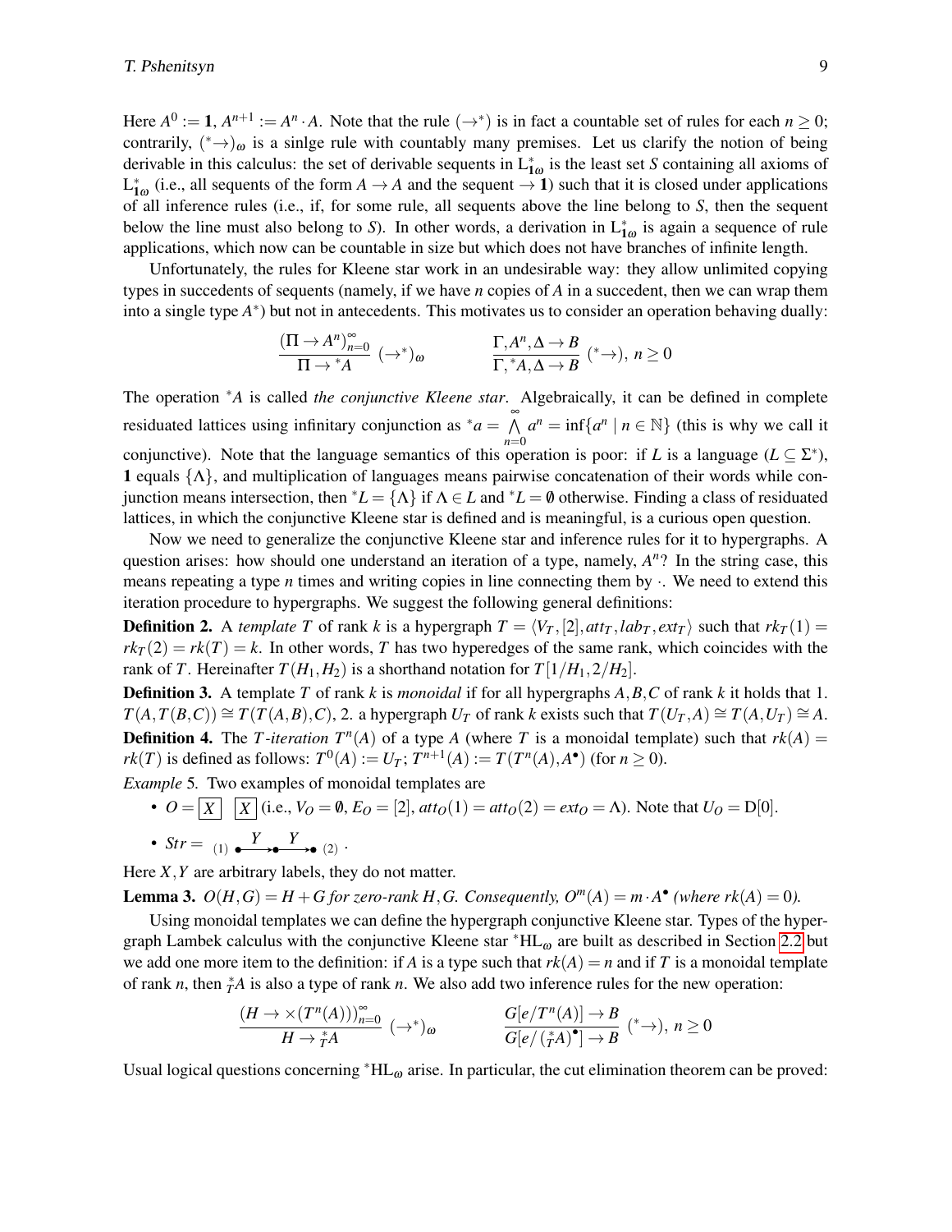Here $A^0 := \mathbf{1}$, $A^{n+1} := A^n \cdot A$. Note that the rule $(\to^*)$ is in fact a countable set of rules for each $n \geq 0$; contrarily, $(^*\to)_\omega$ is a sinlge rule with countably many premises. Let us clarify the notion of being derivable in this calculus: the set of derivable sequents in $\mathrm{L}^*_{\mathbf{1}\omega}$ is the least set $S$ containing all axioms of $\mathrm{L}^*_{\mathbf{1}\omega}$ (i.e., all sequents of the form $A \to A$ and the sequent $\to \mathbf{1}$) such that it is closed under applications of all inference rules (i.e., if, for some rule, all sequents above the line belong to $S$, then the sequent below the line must also belong to $S$). In other words, a derivation in $\mathrm{L}^*_{\mathbf{1}\omega}$ is again a sequence of rule applications, which now can be countable in size but which does not have branches of infinite length.

Unfortunately, the rules for Kleene star work in an undesirable way: they allow unlimited copying types in succedents of sequents (namely, if we have $n$ copies of $A$ in a succedent, then we can wrap them into a single type $A^*$) but not in antecedents. This motivates us to consider an operation behaving dually:

$$\frac{(\Pi \to A^n)_{n=0}^{\infty}}{\Pi \to {}^*A}\ (\to^*)_\omega \qquad\qquad \frac{\Gamma, A^n, \Delta \to B}{\Gamma, {}^*A, \Delta \to B}\ (^*\to),\ n \geq 0$$

The operation ${}^*A$ is called *the conjunctive Kleene star*. Algebraically, it can be defined in complete residuated lattices using infinitary conjunction as ${}^*a = \bigwedge\limits_{n=0}^{\infty} a^n = \inf\{a^n \mid n \in \mathbb{N}\}$ (this is why we call it conjunctive). Note that the language semantics of this operation is poor: if $L$ is a language ($L \subseteq \Sigma^*$), $\mathbf{1}$ equals $\{\Lambda\}$, and multiplication of languages means pairwise concatenation of their words while conjunction means intersection, then ${}^*L = \{\Lambda\}$ if $\Lambda \in L$ and ${}^*L = \emptyset$ otherwise. Finding a class of residuated lattices, in which the conjunctive Kleene star is defined and is meaningful, is a curious open question.

Now we need to generalize the conjunctive Kleene star and inference rules for it to hypergraphs. A question arises: how should one understand an iteration of a type, namely, $A^n$? In the string case, this means repeating a type $n$ times and writing copies in line connecting them by $\cdot$. We need to extend this iteration procedure to hypergraphs. We suggest the following general definitions:

**Definition 2.** A *template* $T$ of rank $k$ is a hypergraph $T = \langle V_T, [2], att_T, lab_T, ext_T \rangle$ such that $rk_T(1) = rk_T(2) = rk(T) = k$. In other words, $T$ has two hyperedges of the same rank, which coincides with the rank of $T$. Hereinafter $T(H_1, H_2)$ is a shorthand notation for $T[1/H_1, 2/H_2]$.

**Definition 3.** A template $T$ of rank $k$ is *monoidal* if for all hypergraphs $A, B, C$ of rank $k$ it holds that 1. $T(A, T(B,C)) \cong T(T(A,B),C)$, 2. a hypergraph $U_T$ of rank $k$ exists such that $T(U_T, A) \cong T(A, U_T) \cong A$.

**Definition 4.** The *$T$-iteration* $T^n(A)$ of a type $A$ (where $T$ is a monoidal template) such that $rk(A) = rk(T)$ is defined as follows: $T^0(A) := U_T$; $T^{n+1}(A) := T(T^n(A), A^\bullet)$ (for $n \geq 0$).

*Example* 5. Two examples of monoidal templates are

- $O = \boxed{X}\ \ \boxed{X}$ (i.e., $V_O = \emptyset$, $E_O = [2]$, $att_O(1) = att_O(2) = ext_O = \Lambda$). Note that $U_O = \mathrm{D}[0]$.
- $Str = {}_{(1)}\bullet\!\xrightarrow{\ Y\ }\!\bullet\!\xrightarrow{\ Y\ }\!\bullet_{(2)}$.

Here $X, Y$ are arbitrary labels, they do not matter.

**Lemma 3.** *$O(H,G) = H + G$ for zero-rank $H, G$. Consequently, $O^m(A) = m \cdot A^\bullet$ (where $rk(A) = 0$).*

Using monoidal templates we can define the hypergraph conjunctive Kleene star. Types of the hypergraph Lambek calculus with the conjunctive Kleene star ${}^*\mathrm{HL}_\omega$ are built as described in Section 2.2 but we add one more item to the definition: if $A$ is a type such that $rk(A) = n$ and if $T$ is a monoidal template of rank $n$, then ${}^*_TA$ is also a type of rank $n$. We also add two inference rules for the new operation:

$$\frac{(H \to \times(T^n(A)))_{n=0}^{\infty}}{H \to {}^*_TA}\ (\to^*)_\omega \qquad\qquad \frac{G[e/T^n(A)] \to B}{G[e/({}^*_TA)^\bullet] \to B}\ (^*\to),\ n \geq 0$$

Usual logical questions concerning ${}^*\mathrm{HL}_\omega$ arise. In particular, the cut elimination theorem can be proved: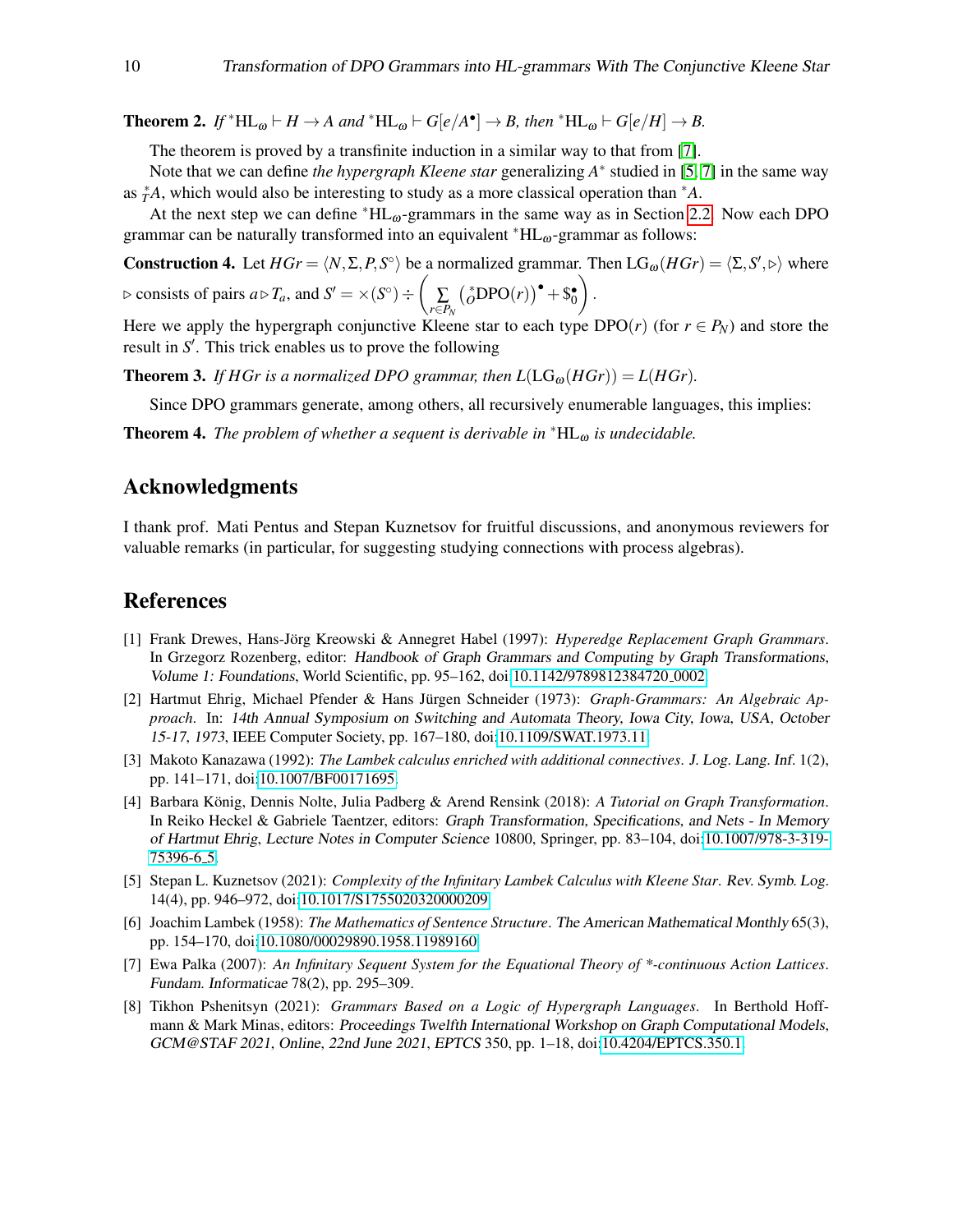**Theorem 2.** *If* ${}^*\mathrm{HL}_\omega \vdash H \to A$ *and* ${}^*\mathrm{HL}_\omega \vdash G[e/A^\bullet] \to B$*, then* ${}^*\mathrm{HL}_\omega \vdash G[e/H] \to B$*.*

The theorem is proved by a transfinite induction in a similar way to that from [7].

Note that we can define *the hypergraph Kleene star* generalizing $A^*$ studied in [5, 7] in the same way as ${}^*_T A$, which would also be interesting to study as a more classical operation than ${}^*A$.

At the next step we can define ${}^*\mathrm{HL}_\omega$-grammars in the same way as in Section 2.2. Now each DPO grammar can be naturally transformed into an equivalent ${}^*\mathrm{HL}_\omega$-grammar as follows:

**Construction 4.** Let $HGr = \langle N, \Sigma, P, S^\circ \rangle$ be a normalized grammar. Then $\mathrm{LG}_\omega(HGr) = \langle \Sigma, S', \triangleright \rangle$ where $\triangleright$ consists of pairs $a \triangleright T_a$, and $S' = \times(S^\circ) \div \left( \sum\limits_{r \in P_N} \left( {}^*_O\mathrm{DPO}(r) \right)^\bullet + \$^\bullet_0 \right)$.

Here we apply the hypergraph conjunctive Kleene star to each type $\mathrm{DPO}(r)$ (for $r \in P_N$) and store the result in $S'$. This trick enables us to prove the following

**Theorem 3.** *If* $HGr$ *is a normalized DPO grammar, then* $L(\mathrm{LG}_\omega(HGr)) = L(HGr)$*.*

Since DPO grammars generate, among others, all recursively enumerable languages, this implies:

**Theorem 4.** *The problem of whether a sequent is derivable in* ${}^*\mathrm{HL}_\omega$ *is undecidable.*

## Acknowledgments

I thank prof. Mati Pentus and Stepan Kuznetsov for fruitful discussions, and anonymous reviewers for valuable remarks (in particular, for suggesting studying connections with process algebras).

## References

[1] Frank Drewes, Hans-Jörg Kreowski & Annegret Habel (1997): *Hyperedge Replacement Graph Grammars*. In Grzegorz Rozenberg, editor: *Handbook of Graph Grammars and Computing by Graph Transformations, Volume 1: Foundations*, World Scientific, pp. 95–162, doi:10.1142/9789812384720_0002.

[2] Hartmut Ehrig, Michael Pfender & Hans Jürgen Schneider (1973): *Graph-Grammars: An Algebraic Approach*. In: *14th Annual Symposium on Switching and Automata Theory, Iowa City, Iowa, USA, October 15-17, 1973*, IEEE Computer Society, pp. 167–180, doi:10.1109/SWAT.1973.11.

[3] Makoto Kanazawa (1992): *The Lambek calculus enriched with additional connectives*. *J. Log. Lang. Inf.* 1(2), pp. 141–171, doi:10.1007/BF00171695.

[4] Barbara König, Dennis Nolte, Julia Padberg & Arend Rensink (2018): *A Tutorial on Graph Transformation*. In Reiko Heckel & Gabriele Taentzer, editors: *Graph Transformation, Specifications, and Nets - In Memory of Hartmut Ehrig*, *Lecture Notes in Computer Science* 10800, Springer, pp. 83–104, doi:10.1007/978-3-319-75396-6_5.

[5] Stepan L. Kuznetsov (2021): *Complexity of the Infinitary Lambek Calculus with Kleene Star*. *Rev. Symb. Log.* 14(4), pp. 946–972, doi:10.1017/S1755020320000209.

[6] Joachim Lambek (1958): *The Mathematics of Sentence Structure*. *The American Mathematical Monthly* 65(3), pp. 154–170, doi:10.1080/00029890.1958.11989160.

[7] Ewa Palka (2007): *An Infinitary Sequent System for the Equational Theory of *-continuous Action Lattices*. *Fundam. Informaticae* 78(2), pp. 295–309.

[8] Tikhon Pshenitsyn (2021): *Grammars Based on a Logic of Hypergraph Languages*. In Berthold Hoffmann & Mark Minas, editors: *Proceedings Twelfth International Workshop on Graph Computational Models, GCM@STAF 2021, Online, 22nd June 2021*, *EPTCS* 350, pp. 1–18, doi:10.4204/EPTCS.350.1.